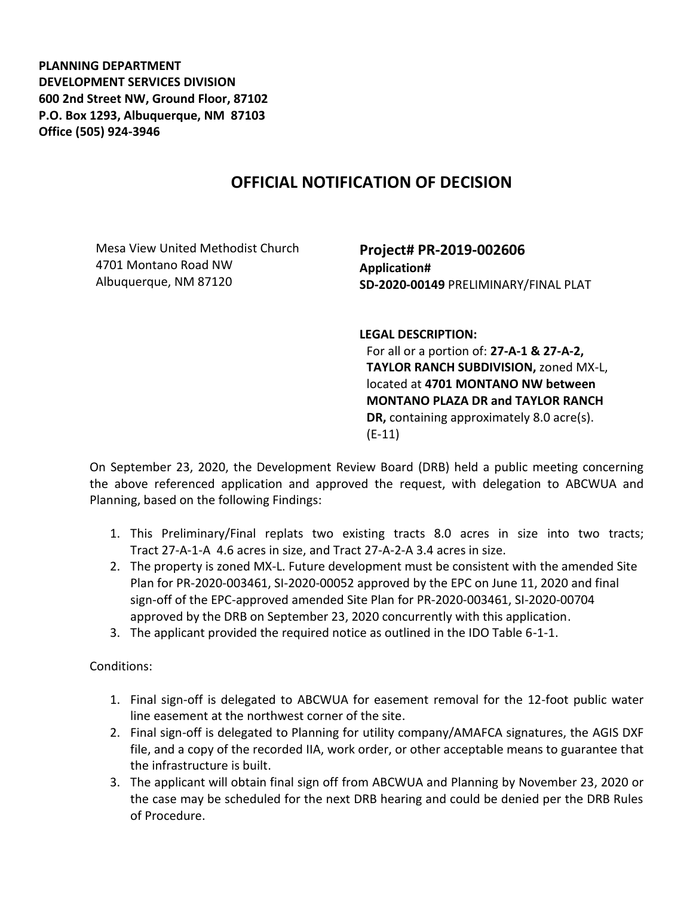**PLANNING DEPARTMENT**
**DEVELOPMENT SERVICES DIVISION**
**600 2nd Street NW, Ground Floor, 87102**
**P.O. Box 1293, Albuquerque, NM 87103**
**Office (505) 924-3946**

# OFFICIAL NOTIFICATION OF DECISION

Mesa View United Methodist Church
4701 Montano Road NW
Albuquerque, NM 87120

**Project# PR-2019-002606**
**Application#**
**SD-2020-00149** PRELIMINARY/FINAL PLAT

**LEGAL DESCRIPTION:**
For all or a portion of: **27-A-1 & 27-A-2, TAYLOR RANCH SUBDIVISION,** zoned MX-L, located at **4701 MONTANO NW between MONTANO PLAZA DR and TAYLOR RANCH DR,** containing approximately 8.0 acre(s). (E-11)

On September 23, 2020, the Development Review Board (DRB) held a public meeting concerning the above referenced application and approved the request, with delegation to ABCWUA and Planning, based on the following Findings:

1. This Preliminary/Final replats two existing tracts 8.0 acres in size into two tracts; Tract 27-A-1-A 4.6 acres in size, and Tract 27-A-2-A 3.4 acres in size.
2. The property is zoned MX-L. Future development must be consistent with the amended Site Plan for PR-2020-003461, SI-2020-00052 approved by the EPC on June 11, 2020 and final sign-off of the EPC-approved amended Site Plan for PR-2020-003461, SI-2020-00704 approved by the DRB on September 23, 2020 concurrently with this application.
3. The applicant provided the required notice as outlined in the IDO Table 6-1-1.

Conditions:

1. Final sign-off is delegated to ABCWUA for easement removal for the 12-foot public water line easement at the northwest corner of the site.
2. Final sign-off is delegated to Planning for utility company/AMAFCA signatures, the AGIS DXF file, and a copy of the recorded IIA, work order, or other acceptable means to guarantee that the infrastructure is built.
3. The applicant will obtain final sign off from ABCWUA and Planning by November 23, 2020 or the case may be scheduled for the next DRB hearing and could be denied per the DRB Rules of Procedure.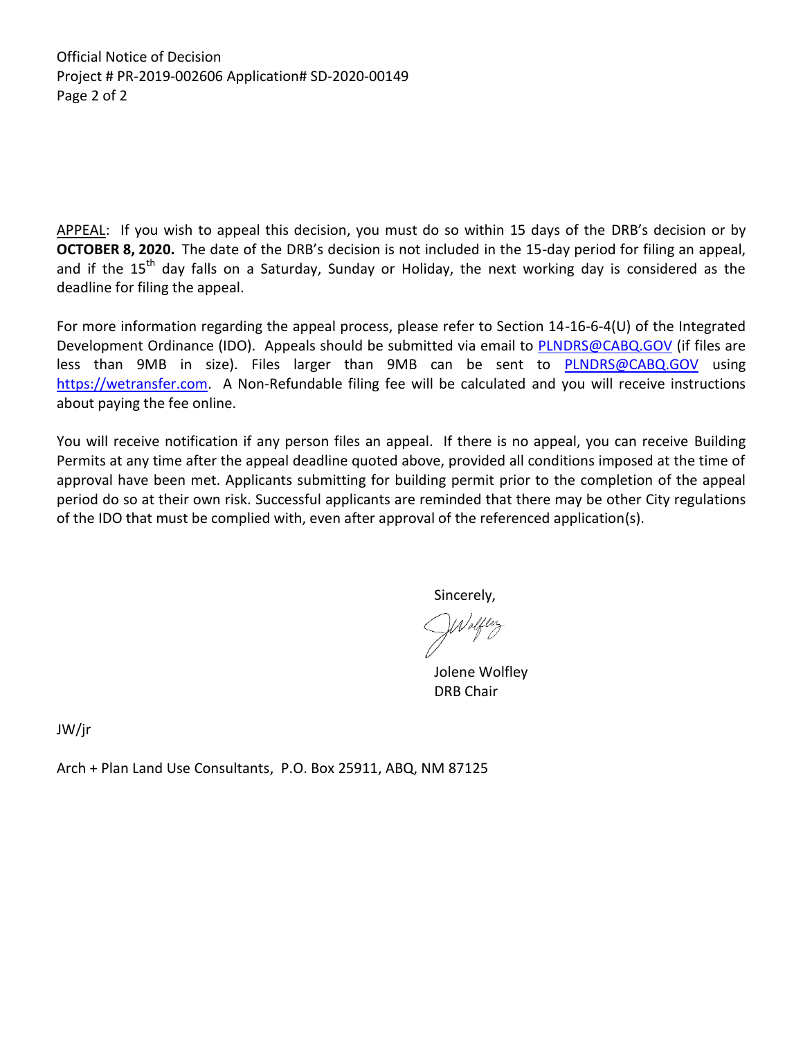APPEAL: If you wish to appeal this decision, you must do so within 15 days of the DRB's decision or by **OCTOBER 8, 2020.** The date of the DRB's decision is not included in the 15-day period for filing an appeal, and if the 15th day falls on a Saturday, Sunday or Holiday, the next working day is considered as the deadline for filing the appeal.

For more information regarding the appeal process, please refer to Section 14-16-6-4(U) of the Integrated Development Ordinance (IDO). Appeals should be submitted via email to PLNDRS@CABQ.GOV (if files are less than 9MB in size). Files larger than 9MB can be sent to PLNDRS@CABQ.GOV using https://wetransfer.com. A Non-Refundable filing fee will be calculated and you will receive instructions about paying the fee online.

You will receive notification if any person files an appeal. If there is no appeal, you can receive Building Permits at any time after the appeal deadline quoted above, provided all conditions imposed at the time of approval have been met. Applicants submitting for building permit prior to the completion of the appeal period do so at their own risk. Successful applicants are reminded that there may be other City regulations of the IDO that must be complied with, even after approval of the referenced application(s).

Sincerely,

Jolene Wolfley
DRB Chair

JW/jr

Arch + Plan Land Use Consultants, P.O. Box 25911, ABQ, NM 87125